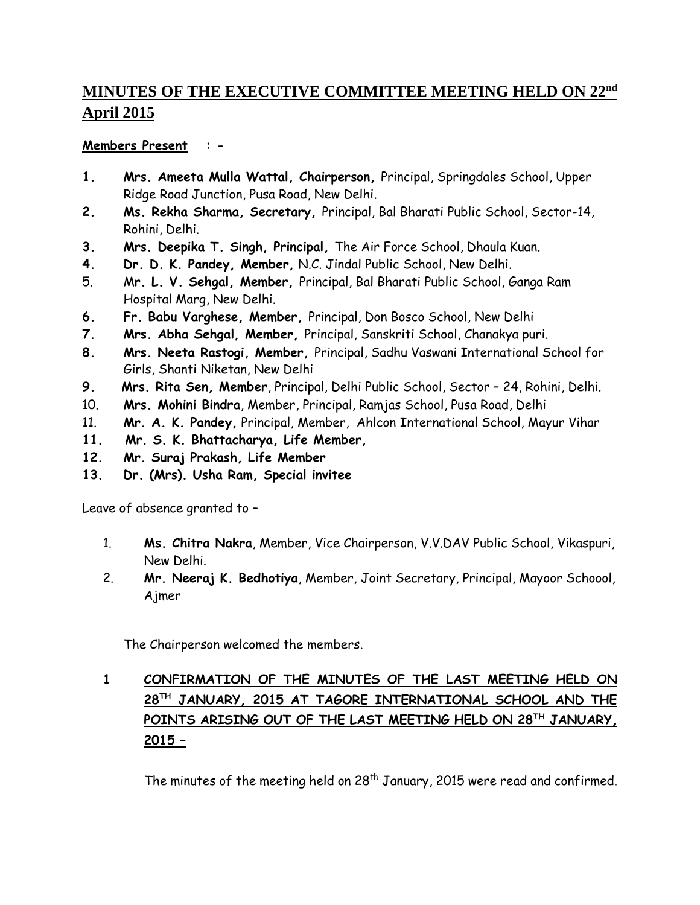# MINUTES OF THE EXECUTIVE COMMITTEE MEETING HELD ON 22nd April 2015

**Members Present : -**

1. **Mrs. Ameeta Mulla Wattal, Chairperson,** Principal, Springdales School, Upper Ridge Road Junction, Pusa Road, New Delhi.
2. **Ms. Rekha Sharma, Secretary,** Principal, Bal Bharati Public School, Sector-14, Rohini, Delhi.
3. **Mrs. Deepika T. Singh, Principal,** The Air Force School, Dhaula Kuan.
4. **Dr. D. K. Pandey, Member,** N.C. Jindal Public School, New Delhi.
5. Mr**. L. V. Sehgal, Member,** Principal, Bal Bharati Public School, Ganga Ram Hospital Marg, New Delhi.
6. **Fr. Babu Varghese, Member,** Principal, Don Bosco School, New Delhi
7. **Mrs. Abha Sehgal, Member,** Principal, Sanskriti School, Chanakya puri.
8. **Mrs. Neeta Rastogi, Member,** Principal, Sadhu Vaswani International School for Girls, Shanti Niketan, New Delhi
9. **Mrs. Rita Sen, Member**, Principal, Delhi Public School, Sector – 24, Rohini, Delhi.
10. **Mrs. Mohini Bindra**, Member, Principal, Ramjas School, Pusa Road, Delhi
11. **Mr. A. K. Pandey,** Principal, Member, Ahlcon International School, Mayur Vihar
11. **Mr. S. K. Bhattacharya, Life Member,**
12. **Mr. Suraj Prakash, Life Member**
13. **Dr. (Mrs). Usha Ram, Special invitee**

Leave of absence granted to –

1. **Ms. Chitra Nakra**, Member, Vice Chairperson, V.V.DAV Public School, Vikaspuri, New Delhi.
2. **Mr. Neeraj K. Bedhotiya**, Member, Joint Secretary, Principal, Mayoor Schoool, Ajmer

The Chairperson welcomed the members.

## 1 CONFIRMATION OF THE MINUTES OF THE LAST MEETING HELD ON 28TH JANUARY, 2015 AT TAGORE INTERNATIONAL SCHOOL AND THE POINTS ARISING OUT OF THE LAST MEETING HELD ON 28TH JANUARY, 2015 –

The minutes of the meeting held on 28th January, 2015 were read and confirmed.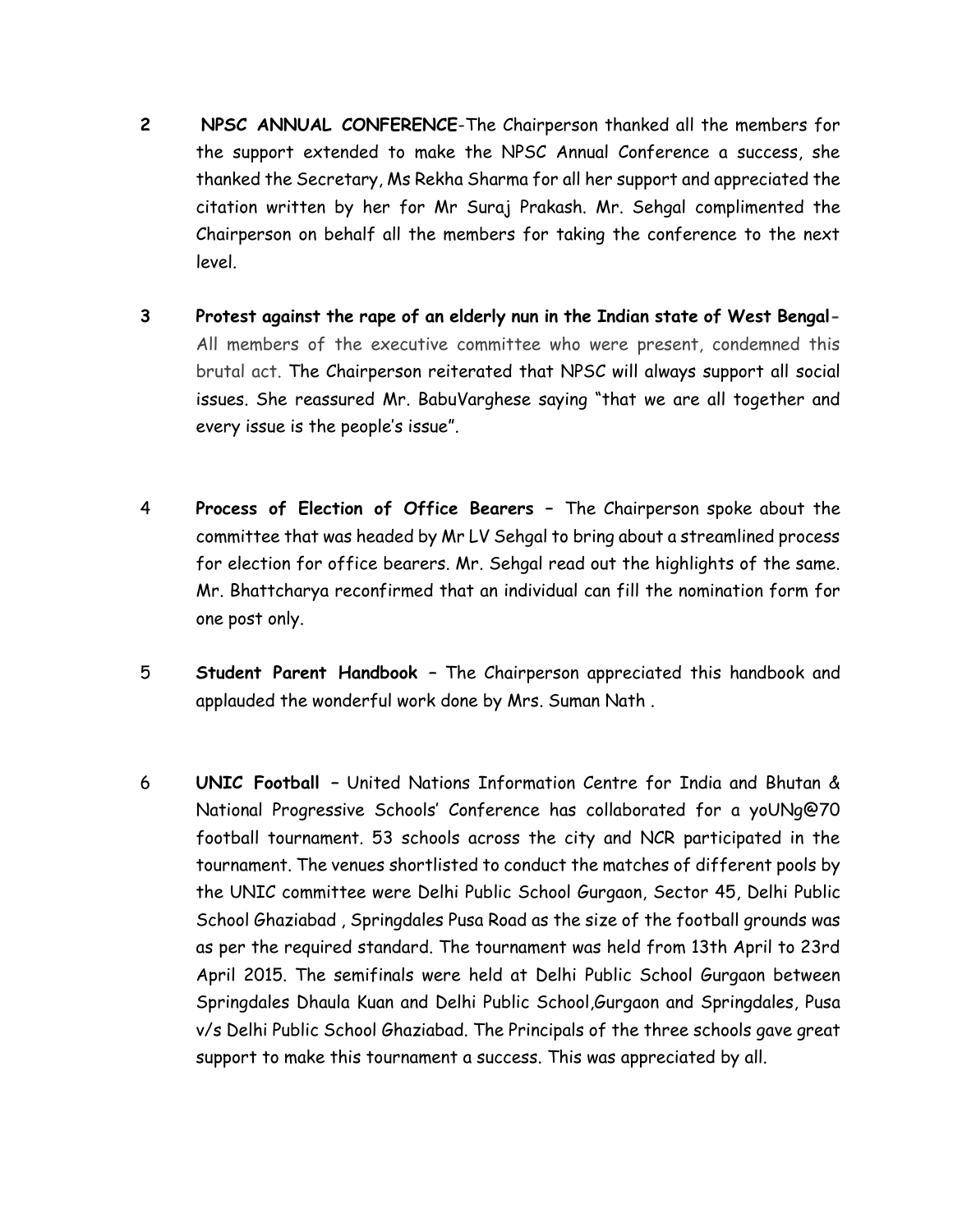2 **NPSC ANNUAL CONFERENCE**-The Chairperson thanked all the members for the support extended to make the NPSC Annual Conference a success, she thanked the Secretary, Ms Rekha Sharma for all her support and appreciated the citation written by her for Mr Suraj Prakash. Mr. Sehgal complimented the Chairperson on behalf all the members for taking the conference to the next level.

3 **Protest against the rape of an elderly nun in the Indian state of West Bengal-** All members of the executive committee who were present, condemned this brutal act. The Chairperson reiterated that NPSC will always support all social issues. She reassured Mr. BabuVarghese saying "that we are all together and every issue is the people's issue".

4 **Process of Election of Office Bearers** – The Chairperson spoke about the committee that was headed by Mr LV Sehgal to bring about a streamlined process for election for office bearers. Mr. Sehgal read out the highlights of the same. Mr. Bhattcharya reconfirmed that an individual can fill the nomination form for one post only.

5 **Student Parent Handbook** – The Chairperson appreciated this handbook and applauded the wonderful work done by Mrs. Suman Nath .

6 **UNIC Football** – United Nations Information Centre for India and Bhutan & National Progressive Schools' Conference has collaborated for a yoUNg@70 football tournament. 53 schools across the city and NCR participated in the tournament. The venues shortlisted to conduct the matches of different pools by the UNIC committee were Delhi Public School Gurgaon, Sector 45, Delhi Public School Ghaziabad , Springdales Pusa Road as the size of the football grounds was as per the required standard. The tournament was held from 13th April to 23rd April 2015. The semifinals were held at Delhi Public School Gurgaon between Springdales Dhaula Kuan and Delhi Public School,Gurgaon and Springdales, Pusa v/s Delhi Public School Ghaziabad. The Principals of the three schools gave great support to make this tournament a success. This was appreciated by all.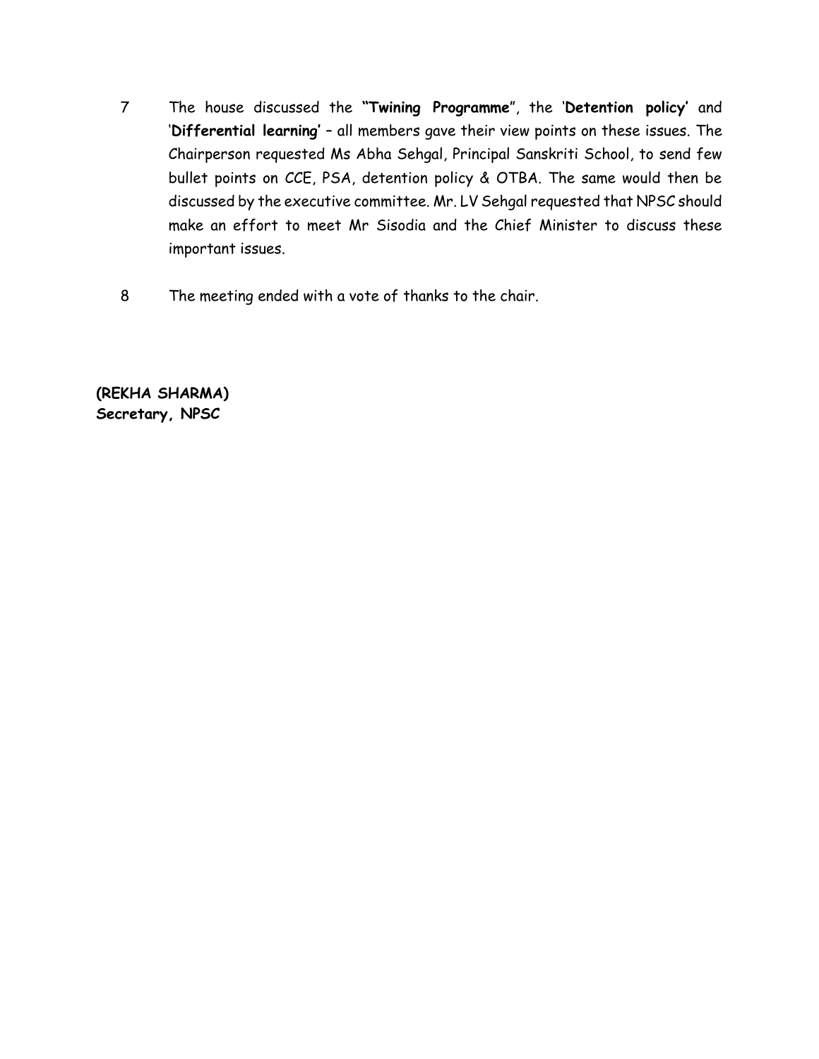7 The house discussed the **"Twining Programme**", the '**Detention policy'** and '**Differential learning'** – all members gave their view points on these issues. The Chairperson requested Ms Abha Sehgal, Principal Sanskriti School, to send few bullet points on CCE, PSA, detention policy & OTBA. The same would then be discussed by the executive committee. Mr. LV Sehgal requested that NPSC should make an effort to meet Mr Sisodia and the Chief Minister to discuss these important issues.

8 The meeting ended with a vote of thanks to the chair.

**(REKHA SHARMA)**
**Secretary, NPSC**